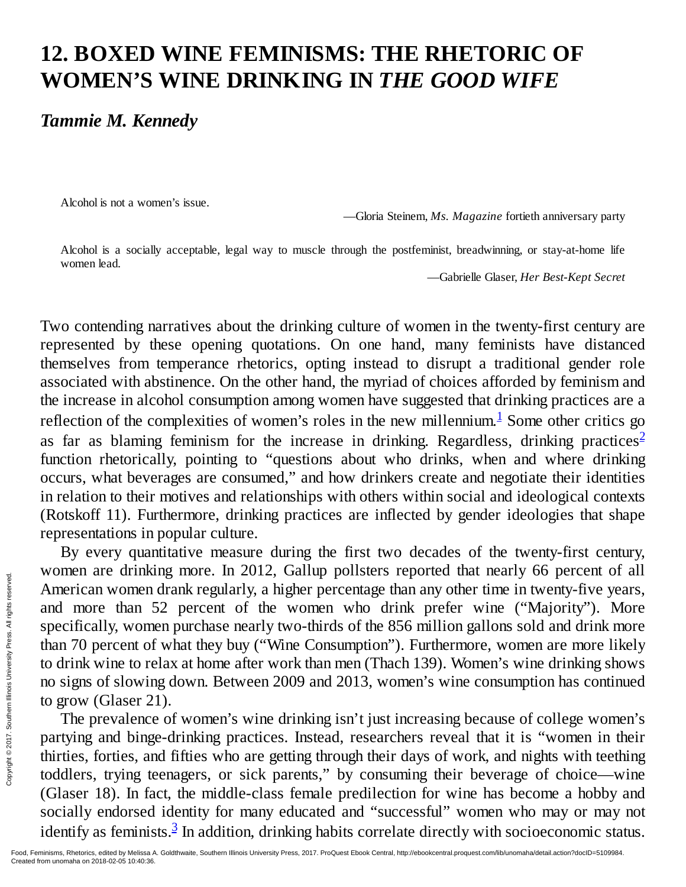# 12. BOXED WINE FEMINISMS: THE RHETORIC OF WOMEN'S WINE DRINKING IN *THE GOOD WIFE*

***Tammie M. Kennedy***

> Alcohol is not a women's issue.
>
> —Gloria Steinem, *Ms. Magazine* fortieth anniversary party

> Alcohol is a socially acceptable, legal way to muscle through the postfeminist, breadwinning, or stay-at-home life women lead.
>
> —Gabrielle Glaser, *Her Best-Kept Secret*

Two contending narratives about the drinking culture of women in the twenty-first century are represented by these opening quotations. On one hand, many feminists have distanced themselves from temperance rhetorics, opting instead to disrupt a traditional gender role associated with abstinence. On the other hand, the myriad of choices afforded by feminism and the increase in alcohol consumption among women have suggested that drinking practices are a reflection of the complexities of women's roles in the new millennium.[1] Some other critics go as far as blaming feminism for the increase in drinking. Regardless, drinking practices[2] function rhetorically, pointing to "questions about who drinks, when and where drinking occurs, what beverages are consumed," and how drinkers create and negotiate their identities in relation to their motives and relationships with others within social and ideological contexts (Rotskoff 11). Furthermore, drinking practices are inflected by gender ideologies that shape representations in popular culture.

By every quantitative measure during the first two decades of the twenty-first century, women are drinking more. In 2012, Gallup pollsters reported that nearly 66 percent of all American women drank regularly, a higher percentage than any other time in twenty-five years, and more than 52 percent of the women who drink prefer wine ("Majority"). More specifically, women purchase nearly two-thirds of the 856 million gallons sold and drink more than 70 percent of what they buy ("Wine Consumption"). Furthermore, women are more likely to drink wine to relax at home after work than men (Thach 139). Women's wine drinking shows no signs of slowing down. Between 2009 and 2013, women's wine consumption has continued to grow (Glaser 21).

The prevalence of women's wine drinking isn't just increasing because of college women's partying and binge-drinking practices. Instead, researchers reveal that it is "women in their thirties, forties, and fifties who are getting through their days of work, and nights with teething toddlers, trying teenagers, or sick parents," by consuming their beverage of choice—wine (Glaser 18). In fact, the middle-class female predilection for wine has become a hobby and socially endorsed identity for many educated and "successful" women who may or may not identify as feminists.[3] In addition, drinking habits correlate directly with socioeconomic status.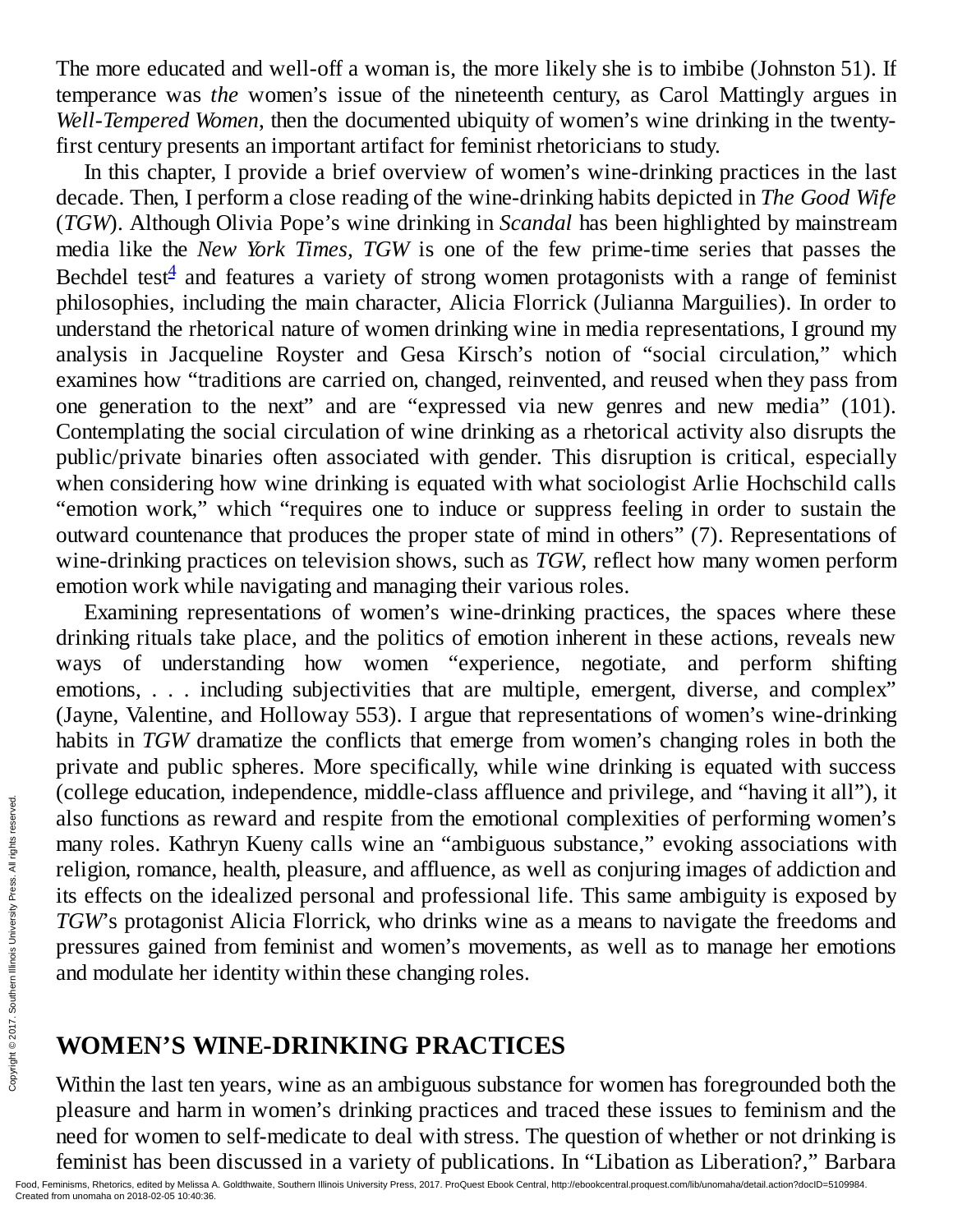The more educated and well-off a woman is, the more likely she is to imbibe (Johnston 51). If temperance was *the* women's issue of the nineteenth century, as Carol Mattingly argues in *Well-Tempered Women,* then the documented ubiquity of women's wine drinking in the twenty-first century presents an important artifact for feminist rhetoricians to study.

In this chapter, I provide a brief overview of women's wine-drinking practices in the last decade. Then, I perform a close reading of the wine-drinking habits depicted in *The Good Wife* (*TGW*). Although Olivia Pope's wine drinking in *Scandal* has been highlighted by mainstream media like the *New York Times*, *TGW* is one of the few prime-time series that passes the Bechdel test[4] and features a variety of strong women protagonists with a range of feminist philosophies, including the main character, Alicia Florrick (Julianna Marguilies). In order to understand the rhetorical nature of women drinking wine in media representations, I ground my analysis in Jacqueline Royster and Gesa Kirsch's notion of "social circulation," which examines how "traditions are carried on, changed, reinvented, and reused when they pass from one generation to the next" and are "expressed via new genres and new media" (101). Contemplating the social circulation of wine drinking as a rhetorical activity also disrupts the public/private binaries often associated with gender. This disruption is critical, especially when considering how wine drinking is equated with what sociologist Arlie Hochschild calls "emotion work," which "requires one to induce or suppress feeling in order to sustain the outward countenance that produces the proper state of mind in others" (7). Representations of wine-drinking practices on television shows, such as *TGW*, reflect how many women perform emotion work while navigating and managing their various roles.

Examining representations of women's wine-drinking practices, the spaces where these drinking rituals take place, and the politics of emotion inherent in these actions, reveals new ways of understanding how women "experience, negotiate, and perform shifting emotions, . . . including subjectivities that are multiple, emergent, diverse, and complex" (Jayne, Valentine, and Holloway 553). I argue that representations of women's wine-drinking habits in *TGW* dramatize the conflicts that emerge from women's changing roles in both the private and public spheres. More specifically, while wine drinking is equated with success (college education, independence, middle-class affluence and privilege, and "having it all"), it also functions as reward and respite from the emotional complexities of performing women's many roles. Kathryn Kueny calls wine an "ambiguous substance," evoking associations with religion, romance, health, pleasure, and affluence, as well as conjuring images of addiction and its effects on the idealized personal and professional life. This same ambiguity is exposed by *TGW*'s protagonist Alicia Florrick, who drinks wine as a means to navigate the freedoms and pressures gained from feminist and women's movements, as well as to manage her emotions and modulate her identity within these changing roles.

## WOMEN'S WINE-DRINKING PRACTICES

Within the last ten years, wine as an ambiguous substance for women has foregrounded both the pleasure and harm in women's drinking practices and traced these issues to feminism and the need for women to self-medicate to deal with stress. The question of whether or not drinking is feminist has been discussed in a variety of publications. In "Libation as Liberation?," Barbara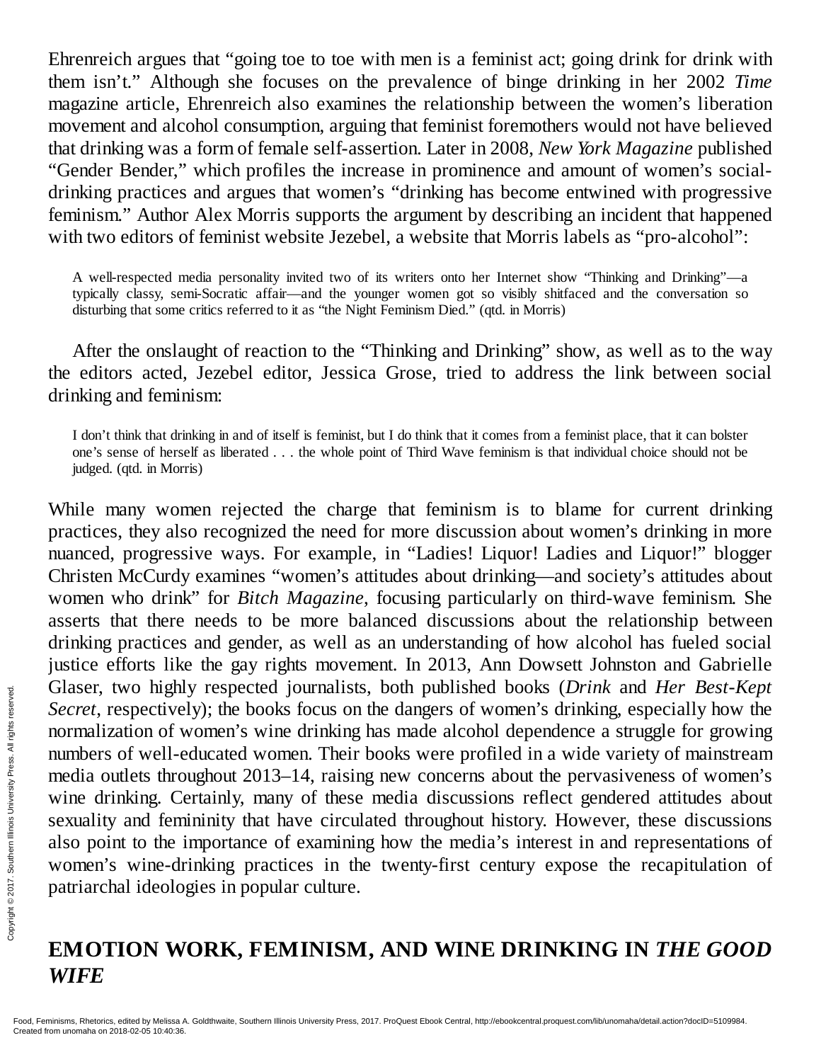Ehrenreich argues that "going toe to toe with men is a feminist act; going drink for drink with them isn't." Although she focuses on the prevalence of binge drinking in her 2002 *Time* magazine article, Ehrenreich also examines the relationship between the women's liberation movement and alcohol consumption, arguing that feminist foremothers would not have believed that drinking was a form of female self-assertion. Later in 2008, *New York Magazine* published "Gender Bender," which profiles the increase in prominence and amount of women's social-drinking practices and argues that women's "drinking has become entwined with progressive feminism." Author Alex Morris supports the argument by describing an incident that happened with two editors of feminist website Jezebel, a website that Morris labels as "pro-alcohol":

> A well-respected media personality invited two of its writers onto her Internet show "Thinking and Drinking"—a typically classy, semi-Socratic affair—and the younger women got so visibly shitfaced and the conversation so disturbing that some critics referred to it as "the Night Feminism Died." (qtd. in Morris)

After the onslaught of reaction to the "Thinking and Drinking" show, as well as to the way the editors acted, Jezebel editor, Jessica Grose, tried to address the link between social drinking and feminism:

> I don't think that drinking in and of itself is feminist, but I do think that it comes from a feminist place, that it can bolster one's sense of herself as liberated . . . the whole point of Third Wave feminism is that individual choice should not be judged. (qtd. in Morris)

While many women rejected the charge that feminism is to blame for current drinking practices, they also recognized the need for more discussion about women's drinking in more nuanced, progressive ways. For example, in "Ladies! Liquor! Ladies and Liquor!" blogger Christen McCurdy examines "women's attitudes about drinking—and society's attitudes about women who drink" for *Bitch Magazine*, focusing particularly on third-wave feminism. She asserts that there needs to be more balanced discussions about the relationship between drinking practices and gender, as well as an understanding of how alcohol has fueled social justice efforts like the gay rights movement. In 2013, Ann Dowsett Johnston and Gabrielle Glaser, two highly respected journalists, both published books (*Drink* and *Her Best-Kept Secret*, respectively); the books focus on the dangers of women's drinking, especially how the normalization of women's wine drinking has made alcohol dependence a struggle for growing numbers of well-educated women. Their books were profiled in a wide variety of mainstream media outlets throughout 2013–14, raising new concerns about the pervasiveness of women's wine drinking. Certainly, many of these media discussions reflect gendered attitudes about sexuality and femininity that have circulated throughout history. However, these discussions also point to the importance of examining how the media's interest in and representations of women's wine-drinking practices in the twenty-first century expose the recapitulation of patriarchal ideologies in popular culture.

## EMOTION WORK, FEMINISM, AND WINE DRINKING IN *THE GOOD WIFE*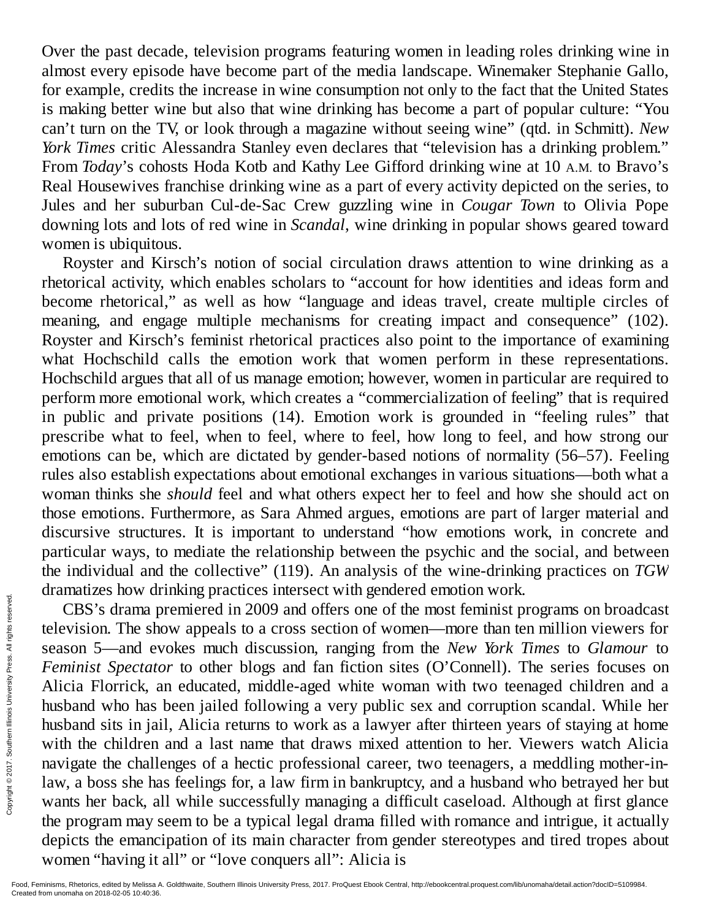Over the past decade, television programs featuring women in leading roles drinking wine in almost every episode have become part of the media landscape. Winemaker Stephanie Gallo, for example, credits the increase in wine consumption not only to the fact that the United States is making better wine but also that wine drinking has become a part of popular culture: "You can't turn on the TV, or look through a magazine without seeing wine" (qtd. in Schmitt). *New York Times* critic Alessandra Stanley even declares that "television has a drinking problem." From *Today*'s cohosts Hoda Kotb and Kathy Lee Gifford drinking wine at 10 A.M. to Bravo's Real Housewives franchise drinking wine as a part of every activity depicted on the series, to Jules and her suburban Cul-de-Sac Crew guzzling wine in *Cougar Town* to Olivia Pope downing lots and lots of red wine in *Scandal*, wine drinking in popular shows geared toward women is ubiquitous.

Royster and Kirsch's notion of social circulation draws attention to wine drinking as a rhetorical activity, which enables scholars to "account for how identities and ideas form and become rhetorical," as well as how "language and ideas travel, create multiple circles of meaning, and engage multiple mechanisms for creating impact and consequence" (102). Royster and Kirsch's feminist rhetorical practices also point to the importance of examining what Hochschild calls the emotion work that women perform in these representations. Hochschild argues that all of us manage emotion; however, women in particular are required to perform more emotional work, which creates a "commercialization of feeling" that is required in public and private positions (14). Emotion work is grounded in "feeling rules" that prescribe what to feel, when to feel, where to feel, how long to feel, and how strong our emotions can be, which are dictated by gender-based notions of normality (56–57). Feeling rules also establish expectations about emotional exchanges in various situations—both what a woman thinks she *should* feel and what others expect her to feel and how she should act on those emotions. Furthermore, as Sara Ahmed argues, emotions are part of larger material and discursive structures. It is important to understand "how emotions work, in concrete and particular ways, to mediate the relationship between the psychic and the social, and between the individual and the collective" (119). An analysis of the wine-drinking practices on *TGW* dramatizes how drinking practices intersect with gendered emotion work.

CBS's drama premiered in 2009 and offers one of the most feminist programs on broadcast television. The show appeals to a cross section of women—more than ten million viewers for season 5—and evokes much discussion, ranging from the *New York Times* to *Glamour* to *Feminist Spectator* to other blogs and fan fiction sites (O'Connell). The series focuses on Alicia Florrick, an educated, middle-aged white woman with two teenaged children and a husband who has been jailed following a very public sex and corruption scandal. While her husband sits in jail, Alicia returns to work as a lawyer after thirteen years of staying at home with the children and a last name that draws mixed attention to her. Viewers watch Alicia navigate the challenges of a hectic professional career, two teenagers, a meddling mother-in-law, a boss she has feelings for, a law firm in bankruptcy, and a husband who betrayed her but wants her back, all while successfully managing a difficult caseload. Although at first glance the program may seem to be a typical legal drama filled with romance and intrigue, it actually depicts the emancipation of its main character from gender stereotypes and tired tropes about women "having it all" or "love conquers all": Alicia is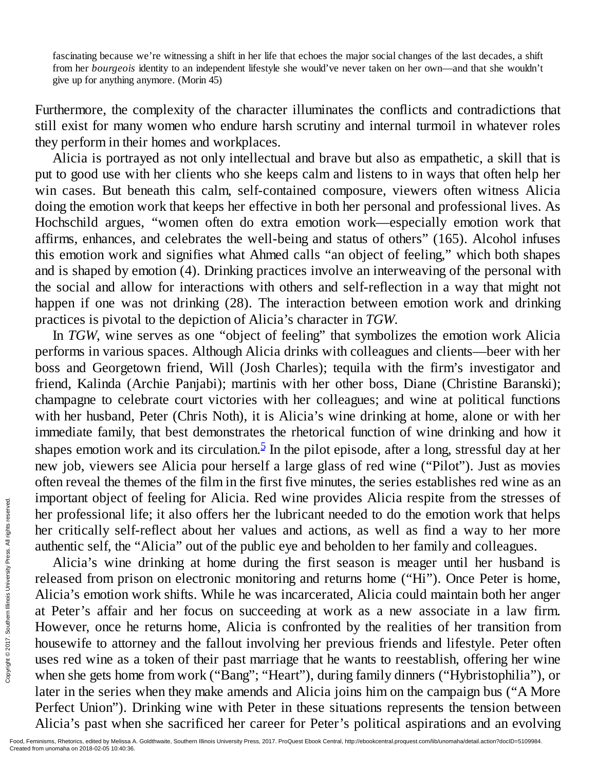fascinating because we're witnessing a shift in her life that echoes the major social changes of the last decades, a shift from her *bourgeois* identity to an independent lifestyle she would've never taken on her own—and that she wouldn't give up for anything anymore. (Morin 45)

Furthermore, the complexity of the character illuminates the conflicts and contradictions that still exist for many women who endure harsh scrutiny and internal turmoil in whatever roles they perform in their homes and workplaces.

Alicia is portrayed as not only intellectual and brave but also as empathetic, a skill that is put to good use with her clients who she keeps calm and listens to in ways that often help her win cases. But beneath this calm, self-contained composure, viewers often witness Alicia doing the emotion work that keeps her effective in both her personal and professional lives. As Hochschild argues, "women often do extra emotion work—especially emotion work that affirms, enhances, and celebrates the well-being and status of others" (165). Alcohol infuses this emotion work and signifies what Ahmed calls "an object of feeling," which both shapes and is shaped by emotion (4). Drinking practices involve an interweaving of the personal with the social and allow for interactions with others and self-reflection in a way that might not happen if one was not drinking (28). The interaction between emotion work and drinking practices is pivotal to the depiction of Alicia's character in *TGW*.

In *TGW*, wine serves as one "object of feeling" that symbolizes the emotion work Alicia performs in various spaces. Although Alicia drinks with colleagues and clients—beer with her boss and Georgetown friend, Will (Josh Charles); tequila with the firm's investigator and friend, Kalinda (Archie Panjabi); martinis with her other boss, Diane (Christine Baranski); champagne to celebrate court victories with her colleagues; and wine at political functions with her husband, Peter (Chris Noth), it is Alicia's wine drinking at home, alone or with her immediate family, that best demonstrates the rhetorical function of wine drinking and how it shapes emotion work and its circulation.[5] In the pilot episode, after a long, stressful day at her new job, viewers see Alicia pour herself a large glass of red wine ("Pilot"). Just as movies often reveal the themes of the film in the first five minutes, the series establishes red wine as an important object of feeling for Alicia. Red wine provides Alicia respite from the stresses of her professional life; it also offers her the lubricant needed to do the emotion work that helps her critically self-reflect about her values and actions, as well as find a way to her more authentic self, the "Alicia" out of the public eye and beholden to her family and colleagues.

Alicia's wine drinking at home during the first season is meager until her husband is released from prison on electronic monitoring and returns home ("Hi"). Once Peter is home, Alicia's emotion work shifts. While he was incarcerated, Alicia could maintain both her anger at Peter's affair and her focus on succeeding at work as a new associate in a law firm. However, once he returns home, Alicia is confronted by the realities of her transition from housewife to attorney and the fallout involving her previous friends and lifestyle. Peter often uses red wine as a token of their past marriage that he wants to reestablish, offering her wine when she gets home from work ("Bang"; "Heart"), during family dinners ("Hybristophilia"), or later in the series when they make amends and Alicia joins him on the campaign bus ("A More Perfect Union"). Drinking wine with Peter in these situations represents the tension between Alicia's past when she sacrificed her career for Peter's political aspirations and an evolving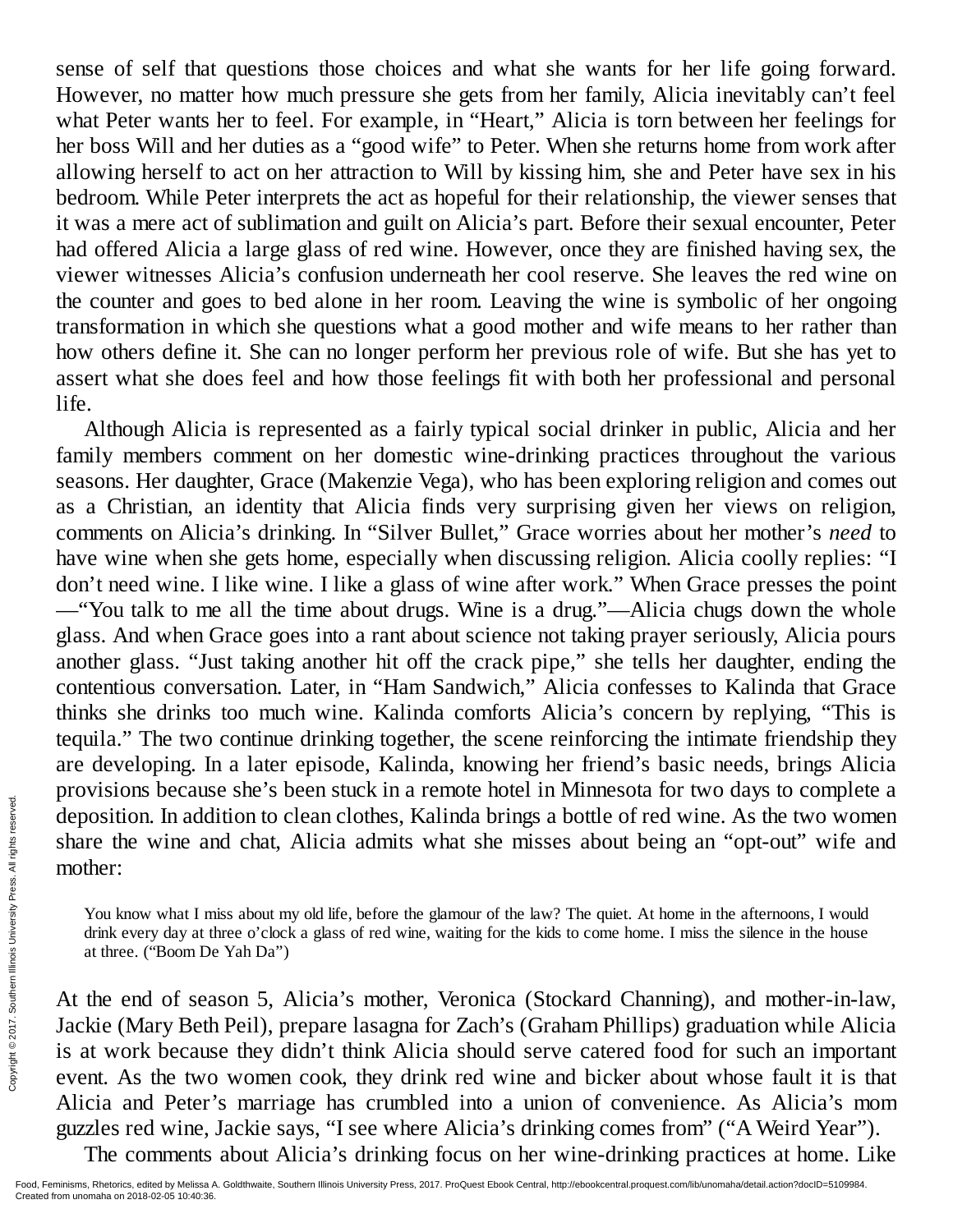sense of self that questions those choices and what she wants for her life going forward. However, no matter how much pressure she gets from her family, Alicia inevitably can't feel what Peter wants her to feel. For example, in "Heart," Alicia is torn between her feelings for her boss Will and her duties as a "good wife" to Peter. When she returns home from work after allowing herself to act on her attraction to Will by kissing him, she and Peter have sex in his bedroom. While Peter interprets the act as hopeful for their relationship, the viewer senses that it was a mere act of sublimation and guilt on Alicia's part. Before their sexual encounter, Peter had offered Alicia a large glass of red wine. However, once they are finished having sex, the viewer witnesses Alicia's confusion underneath her cool reserve. She leaves the red wine on the counter and goes to bed alone in her room. Leaving the wine is symbolic of her ongoing transformation in which she questions what a good mother and wife means to her rather than how others define it. She can no longer perform her previous role of wife. But she has yet to assert what she does feel and how those feelings fit with both her professional and personal life.

Although Alicia is represented as a fairly typical social drinker in public, Alicia and her family members comment on her domestic wine-drinking practices throughout the various seasons. Her daughter, Grace (Makenzie Vega), who has been exploring religion and comes out as a Christian, an identity that Alicia finds very surprising given her views on religion, comments on Alicia's drinking. In "Silver Bullet," Grace worries about her mother's *need* to have wine when she gets home, especially when discussing religion. Alicia coolly replies: "I don't need wine. I like wine. I like a glass of wine after work." When Grace presses the point —"You talk to me all the time about drugs. Wine is a drug."—Alicia chugs down the whole glass. And when Grace goes into a rant about science not taking prayer seriously, Alicia pours another glass. "Just taking another hit off the crack pipe," she tells her daughter, ending the contentious conversation. Later, in "Ham Sandwich," Alicia confesses to Kalinda that Grace thinks she drinks too much wine. Kalinda comforts Alicia's concern by replying, "This is tequila." The two continue drinking together, the scene reinforcing the intimate friendship they are developing. In a later episode, Kalinda, knowing her friend's basic needs, brings Alicia provisions because she's been stuck in a remote hotel in Minnesota for two days to complete a deposition. In addition to clean clothes, Kalinda brings a bottle of red wine. As the two women share the wine and chat, Alicia admits what she misses about being an "opt-out" wife and mother:

> You know what I miss about my old life, before the glamour of the law? The quiet. At home in the afternoons, I would drink every day at three o'clock a glass of red wine, waiting for the kids to come home. I miss the silence in the house at three. ("Boom De Yah Da")

At the end of season 5, Alicia's mother, Veronica (Stockard Channing), and mother-in-law, Jackie (Mary Beth Peil), prepare lasagna for Zach's (Graham Phillips) graduation while Alicia is at work because they didn't think Alicia should serve catered food for such an important event. As the two women cook, they drink red wine and bicker about whose fault it is that Alicia and Peter's marriage has crumbled into a union of convenience. As Alicia's mom guzzles red wine, Jackie says, "I see where Alicia's drinking comes from" ("A Weird Year").

The comments about Alicia's drinking focus on her wine-drinking practices at home. Like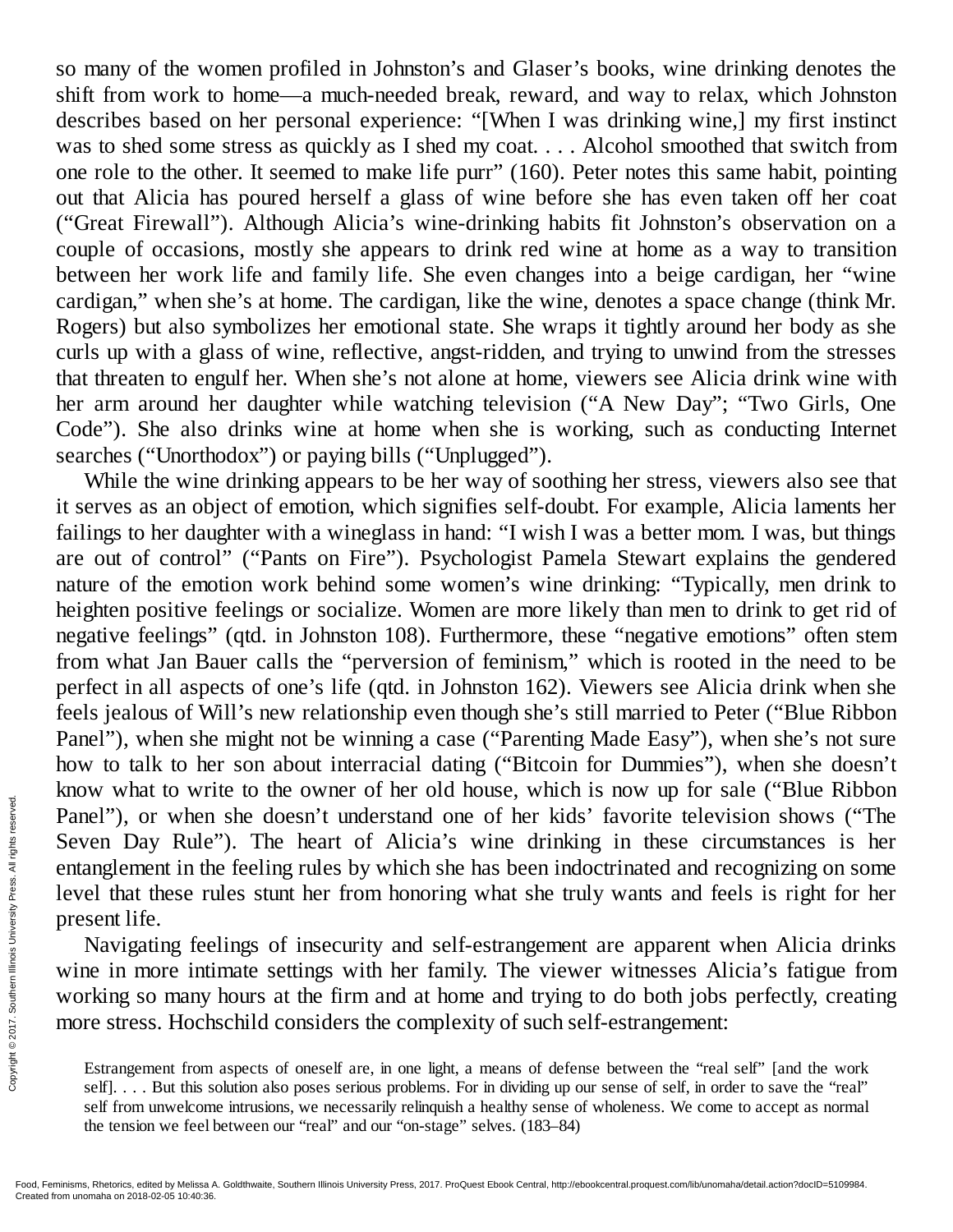so many of the women profiled in Johnston's and Glaser's books, wine drinking denotes the shift from work to home—a much-needed break, reward, and way to relax, which Johnston describes based on her personal experience: "[When I was drinking wine,] my first instinct was to shed some stress as quickly as I shed my coat. . . . Alcohol smoothed that switch from one role to the other. It seemed to make life purr" (160). Peter notes this same habit, pointing out that Alicia has poured herself a glass of wine before she has even taken off her coat ("Great Firewall"). Although Alicia's wine-drinking habits fit Johnston's observation on a couple of occasions, mostly she appears to drink red wine at home as a way to transition between her work life and family life. She even changes into a beige cardigan, her "wine cardigan," when she's at home. The cardigan, like the wine, denotes a space change (think Mr. Rogers) but also symbolizes her emotional state. She wraps it tightly around her body as she curls up with a glass of wine, reflective, angst-ridden, and trying to unwind from the stresses that threaten to engulf her. When she's not alone at home, viewers see Alicia drink wine with her arm around her daughter while watching television ("A New Day"; "Two Girls, One Code"). She also drinks wine at home when she is working, such as conducting Internet searches ("Unorthodox") or paying bills ("Unplugged").

While the wine drinking appears to be her way of soothing her stress, viewers also see that it serves as an object of emotion, which signifies self-doubt. For example, Alicia laments her failings to her daughter with a wineglass in hand: "I wish I was a better mom. I was, but things are out of control" ("Pants on Fire"). Psychologist Pamela Stewart explains the gendered nature of the emotion work behind some women's wine drinking: "Typically, men drink to heighten positive feelings or socialize. Women are more likely than men to drink to get rid of negative feelings" (qtd. in Johnston 108). Furthermore, these "negative emotions" often stem from what Jan Bauer calls the "perversion of feminism," which is rooted in the need to be perfect in all aspects of one's life (qtd. in Johnston 162). Viewers see Alicia drink when she feels jealous of Will's new relationship even though she's still married to Peter ("Blue Ribbon Panel"), when she might not be winning a case ("Parenting Made Easy"), when she's not sure how to talk to her son about interracial dating ("Bitcoin for Dummies"), when she doesn't know what to write to the owner of her old house, which is now up for sale ("Blue Ribbon Panel"), or when she doesn't understand one of her kids' favorite television shows ("The Seven Day Rule"). The heart of Alicia's wine drinking in these circumstances is her entanglement in the feeling rules by which she has been indoctrinated and recognizing on some level that these rules stunt her from honoring what she truly wants and feels is right for her present life.

Navigating feelings of insecurity and self-estrangement are apparent when Alicia drinks wine in more intimate settings with her family. The viewer witnesses Alicia's fatigue from working so many hours at the firm and at home and trying to do both jobs perfectly, creating more stress. Hochschild considers the complexity of such self-estrangement:

> Estrangement from aspects of oneself are, in one light, a means of defense between the "real self" [and the work self]. . . . But this solution also poses serious problems. For in dividing up our sense of self, in order to save the "real" self from unwelcome intrusions, we necessarily relinquish a healthy sense of wholeness. We come to accept as normal the tension we feel between our "real" and our "on-stage" selves. (183–84)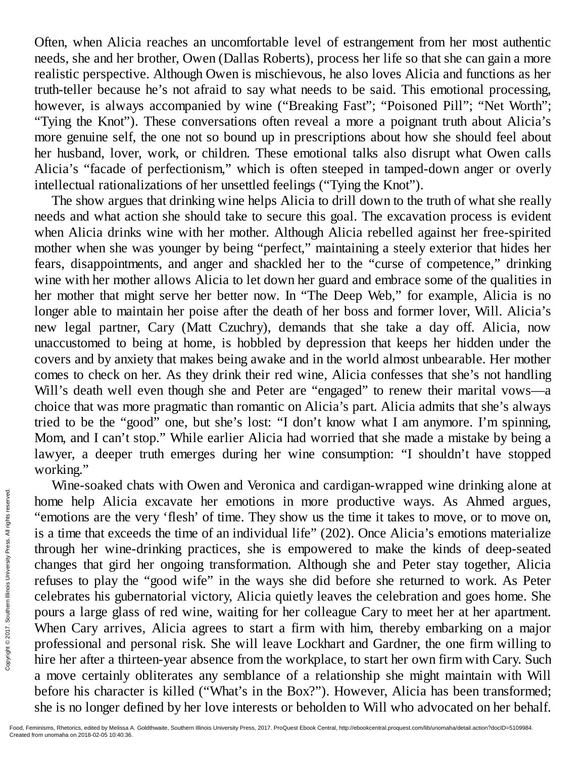Often, when Alicia reaches an uncomfortable level of estrangement from her most authentic needs, she and her brother, Owen (Dallas Roberts), process her life so that she can gain a more realistic perspective. Although Owen is mischievous, he also loves Alicia and functions as her truth-teller because he's not afraid to say what needs to be said. This emotional processing, however, is always accompanied by wine ("Breaking Fast"; "Poisoned Pill"; "Net Worth"; "Tying the Knot"). These conversations often reveal a more a poignant truth about Alicia's more genuine self, the one not so bound up in prescriptions about how she should feel about her husband, lover, work, or children. These emotional talks also disrupt what Owen calls Alicia's "facade of perfectionism," which is often steeped in tamped-down anger or overly intellectual rationalizations of her unsettled feelings ("Tying the Knot").

The show argues that drinking wine helps Alicia to drill down to the truth of what she really needs and what action she should take to secure this goal. The excavation process is evident when Alicia drinks wine with her mother. Although Alicia rebelled against her free-spirited mother when she was younger by being "perfect," maintaining a steely exterior that hides her fears, disappointments, and anger and shackled her to the "curse of competence," drinking wine with her mother allows Alicia to let down her guard and embrace some of the qualities in her mother that might serve her better now. In "The Deep Web," for example, Alicia is no longer able to maintain her poise after the death of her boss and former lover, Will. Alicia's new legal partner, Cary (Matt Czuchry), demands that she take a day off. Alicia, now unaccustomed to being at home, is hobbled by depression that keeps her hidden under the covers and by anxiety that makes being awake and in the world almost unbearable. Her mother comes to check on her. As they drink their red wine, Alicia confesses that she's not handling Will's death well even though she and Peter are "engaged" to renew their marital vows—a choice that was more pragmatic than romantic on Alicia's part. Alicia admits that she's always tried to be the "good" one, but she's lost: "I don't know what I am anymore. I'm spinning, Mom, and I can't stop." While earlier Alicia had worried that she made a mistake by being a lawyer, a deeper truth emerges during her wine consumption: "I shouldn't have stopped working."

Wine-soaked chats with Owen and Veronica and cardigan-wrapped wine drinking alone at home help Alicia excavate her emotions in more productive ways. As Ahmed argues, "emotions are the very 'flesh' of time. They show us the time it takes to move, or to move on, is a time that exceeds the time of an individual life" (202). Once Alicia's emotions materialize through her wine-drinking practices, she is empowered to make the kinds of deep-seated changes that gird her ongoing transformation. Although she and Peter stay together, Alicia refuses to play the "good wife" in the ways she did before she returned to work. As Peter celebrates his gubernatorial victory, Alicia quietly leaves the celebration and goes home. She pours a large glass of red wine, waiting for her colleague Cary to meet her at her apartment. When Cary arrives, Alicia agrees to start a firm with him, thereby embarking on a major professional and personal risk. She will leave Lockhart and Gardner, the one firm willing to hire her after a thirteen-year absence from the workplace, to start her own firm with Cary. Such a move certainly obliterates any semblance of a relationship she might maintain with Will before his character is killed ("What's in the Box?"). However, Alicia has been transformed; she is no longer defined by her love interests or beholden to Will who advocated on her behalf.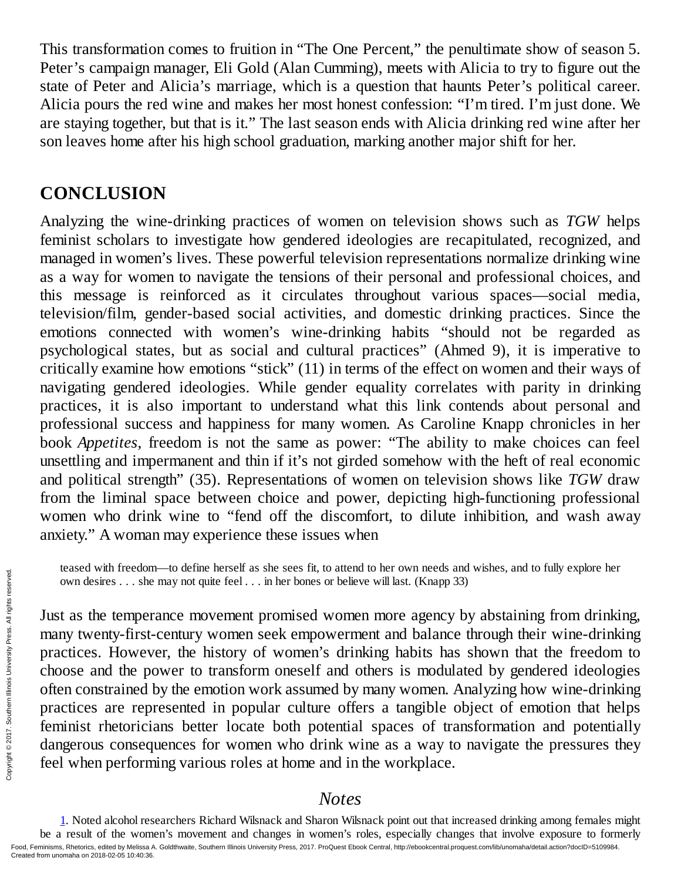This transformation comes to fruition in "The One Percent," the penultimate show of season 5. Peter's campaign manager, Eli Gold (Alan Cumming), meets with Alicia to try to figure out the state of Peter and Alicia's marriage, which is a question that haunts Peter's political career. Alicia pours the red wine and makes her most honest confession: "I'm tired. I'm just done. We are staying together, but that is it." The last season ends with Alicia drinking red wine after her son leaves home after his high school graduation, marking another major shift for her.

## CONCLUSION

Analyzing the wine-drinking practices of women on television shows such as *TGW* helps feminist scholars to investigate how gendered ideologies are recapitulated, recognized, and managed in women's lives. These powerful television representations normalize drinking wine as a way for women to navigate the tensions of their personal and professional choices, and this message is reinforced as it circulates throughout various spaces—social media, television/film, gender-based social activities, and domestic drinking practices. Since the emotions connected with women's wine-drinking habits "should not be regarded as psychological states, but as social and cultural practices" (Ahmed 9), it is imperative to critically examine how emotions "stick" (11) in terms of the effect on women and their ways of navigating gendered ideologies. While gender equality correlates with parity in drinking practices, it is also important to understand what this link contends about personal and professional success and happiness for many women. As Caroline Knapp chronicles in her book *Appetites*, freedom is not the same as power: "The ability to make choices can feel unsettling and impermanent and thin if it's not girded somehow with the heft of real economic and political strength" (35). Representations of women on television shows like *TGW* draw from the liminal space between choice and power, depicting high-functioning professional women who drink wine to "fend off the discomfort, to dilute inhibition, and wash away anxiety." A woman may experience these issues when

> teased with freedom—to define herself as she sees fit, to attend to her own needs and wishes, and to fully explore her own desires . . . she may not quite feel . . . in her bones or believe will last. (Knapp 33)

Just as the temperance movement promised women more agency by abstaining from drinking, many twenty-first-century women seek empowerment and balance through their wine-drinking practices. However, the history of women's drinking habits has shown that the freedom to choose and the power to transform oneself and others is modulated by gendered ideologies often constrained by the emotion work assumed by many women. Analyzing how wine-drinking practices are represented in popular culture offers a tangible object of emotion that helps feminist rhetoricians better locate both potential spaces of transformation and potentially dangerous consequences for women who drink wine as a way to navigate the pressures they feel when performing various roles at home and in the workplace.

### *Notes*

1. Noted alcohol researchers Richard Wilsnack and Sharon Wilsnack point out that increased drinking among females might be a result of the women's movement and changes in women's roles, especially changes that involve exposure to formerly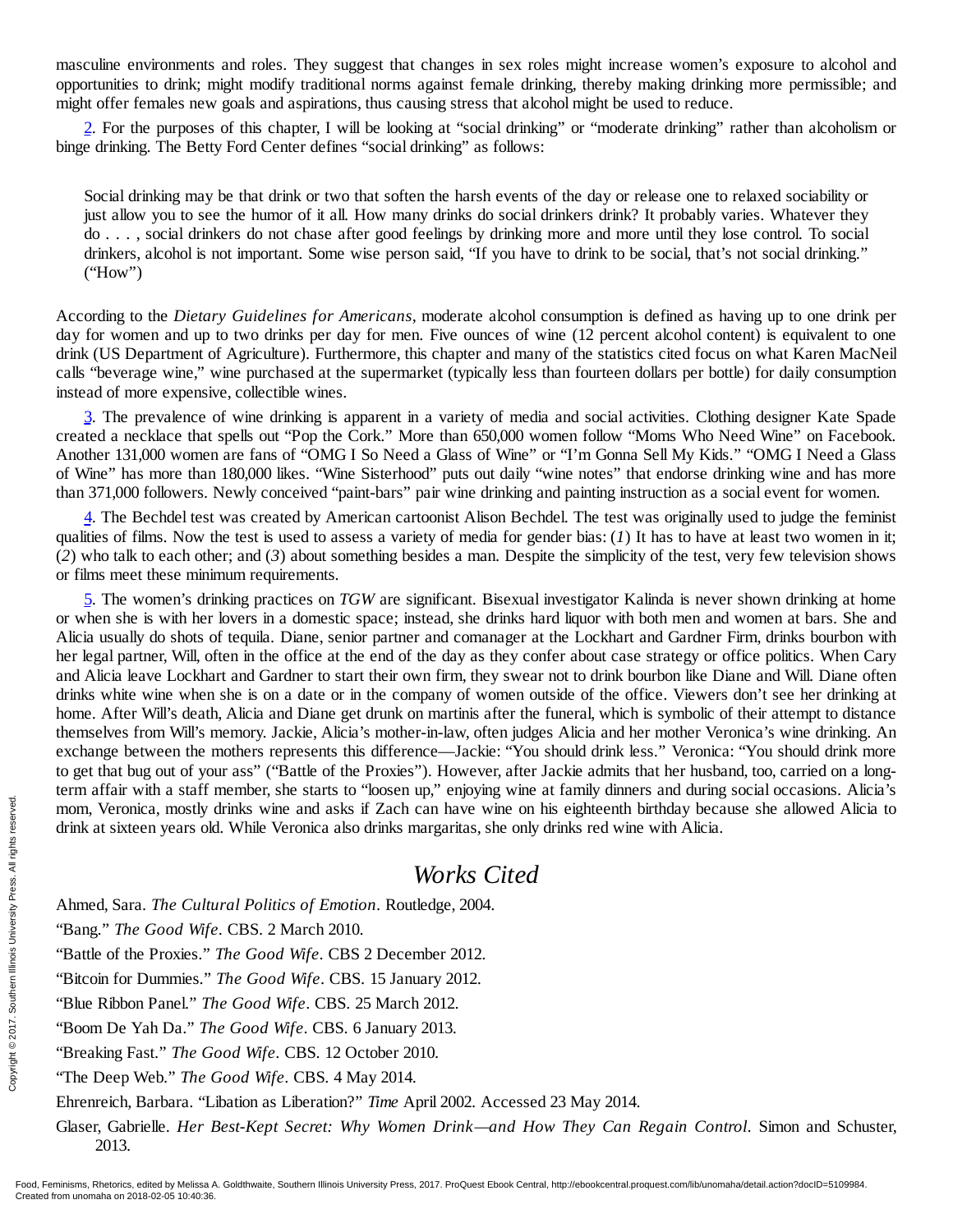masculine environments and roles. They suggest that changes in sex roles might increase women's exposure to alcohol and opportunities to drink; might modify traditional norms against female drinking, thereby making drinking more permissible; and might offer females new goals and aspirations, thus causing stress that alcohol might be used to reduce.

2. For the purposes of this chapter, I will be looking at "social drinking" or "moderate drinking" rather than alcoholism or binge drinking. The Betty Ford Center defines "social drinking" as follows:

> Social drinking may be that drink or two that soften the harsh events of the day or release one to relaxed sociability or just allow you to see the humor of it all. How many drinks do social drinkers drink? It probably varies. Whatever they do . . . , social drinkers do not chase after good feelings by drinking more and more until they lose control. To social drinkers, alcohol is not important. Some wise person said, "If you have to drink to be social, that's not social drinking." ("How")

According to the *Dietary Guidelines for Americans*, moderate alcohol consumption is defined as having up to one drink per day for women and up to two drinks per day for men. Five ounces of wine (12 percent alcohol content) is equivalent to one drink (US Department of Agriculture). Furthermore, this chapter and many of the statistics cited focus on what Karen MacNeil calls "beverage wine," wine purchased at the supermarket (typically less than fourteen dollars per bottle) for daily consumption instead of more expensive, collectible wines.

3. The prevalence of wine drinking is apparent in a variety of media and social activities. Clothing designer Kate Spade created a necklace that spells out "Pop the Cork." More than 650,000 women follow "Moms Who Need Wine" on Facebook. Another 131,000 women are fans of "OMG I So Need a Glass of Wine" or "I'm Gonna Sell My Kids." "OMG I Need a Glass of Wine" has more than 180,000 likes. "Wine Sisterhood" puts out daily "wine notes" that endorse drinking wine and has more than 371,000 followers. Newly conceived "paint-bars" pair wine drinking and painting instruction as a social event for women.

4. The Bechdel test was created by American cartoonist Alison Bechdel. The test was originally used to judge the feminist qualities of films. Now the test is used to assess a variety of media for gender bias: (*1*) It has to have at least two women in it; (*2*) who talk to each other; and (*3*) about something besides a man. Despite the simplicity of the test, very few television shows or films meet these minimum requirements.

5. The women's drinking practices on *TGW* are significant. Bisexual investigator Kalinda is never shown drinking at home or when she is with her lovers in a domestic space; instead, she drinks hard liquor with both men and women at bars. She and Alicia usually do shots of tequila. Diane, senior partner and comanager at the Lockhart and Gardner Firm, drinks bourbon with her legal partner, Will, often in the office at the end of the day as they confer about case strategy or office politics. When Cary and Alicia leave Lockhart and Gardner to start their own firm, they swear not to drink bourbon like Diane and Will. Diane often drinks white wine when she is on a date or in the company of women outside of the office. Viewers don't see her drinking at home. After Will's death, Alicia and Diane get drunk on martinis after the funeral, which is symbolic of their attempt to distance themselves from Will's memory. Jackie, Alicia's mother-in-law, often judges Alicia and her mother Veronica's wine drinking. An exchange between the mothers represents this difference—Jackie: "You should drink less." Veronica: "You should drink more to get that bug out of your ass" ("Battle of the Proxies"). However, after Jackie admits that her husband, too, carried on a long-term affair with a staff member, she starts to "loosen up," enjoying wine at family dinners and during social occasions. Alicia's mom, Veronica, mostly drinks wine and asks if Zach can have wine on his eighteenth birthday because she allowed Alicia to drink at sixteen years old. While Veronica also drinks margaritas, she only drinks red wine with Alicia.

## Works Cited

Ahmed, Sara. *The Cultural Politics of Emotion*. Routledge, 2004.

"Bang." *The Good Wife*. CBS. 2 March 2010.

"Battle of the Proxies." *The Good Wife*. CBS 2 December 2012.

"Bitcoin for Dummies." *The Good Wife*. CBS. 15 January 2012.

"Blue Ribbon Panel." *The Good Wife*. CBS. 25 March 2012.

"Boom De Yah Da." *The Good Wife*. CBS. 6 January 2013.

"Breaking Fast." *The Good Wife*. CBS. 12 October 2010.

"The Deep Web." *The Good Wife*. CBS. 4 May 2014.

Ehrenreich, Barbara. "Libation as Liberation?" *Time* April 2002. Accessed 23 May 2014.

Glaser, Gabrielle. *Her Best-Kept Secret: Why Women Drink—and How They Can Regain Control*. Simon and Schuster, 2013.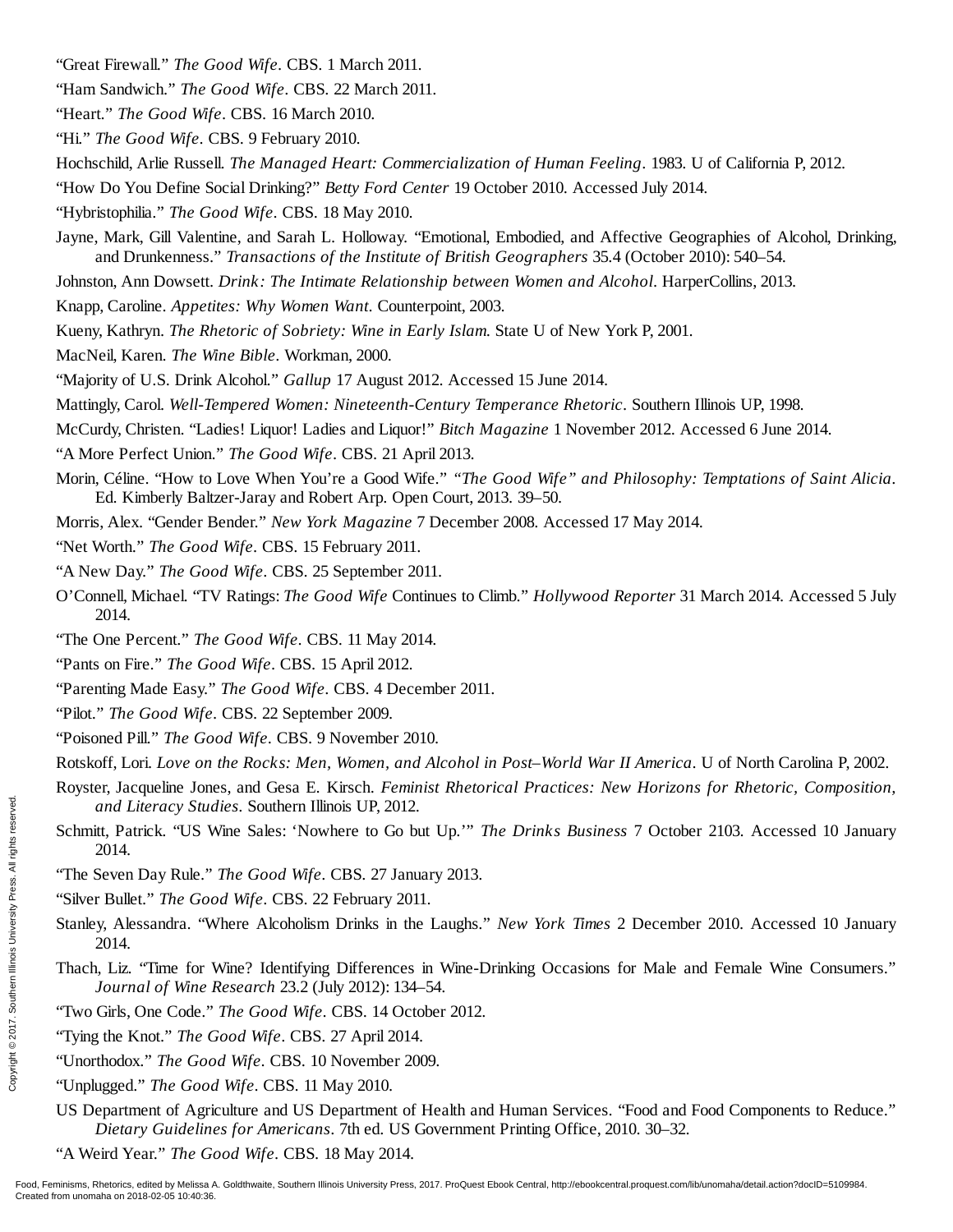"Great Firewall." *The Good Wife*. CBS. 1 March 2011.

"Ham Sandwich." *The Good Wife*. CBS. 22 March 2011.

"Heart." *The Good Wife*. CBS. 16 March 2010.

"Hi." *The Good Wife*. CBS. 9 February 2010.

Hochschild, Arlie Russell. *The Managed Heart: Commercialization of Human Feeling*. 1983. U of California P, 2012.

"How Do You Define Social Drinking?" *Betty Ford Center* 19 October 2010. Accessed July 2014.

"Hybristophilia." *The Good Wife*. CBS. 18 May 2010.

Jayne, Mark, Gill Valentine, and Sarah L. Holloway. "Emotional, Embodied, and Affective Geographies of Alcohol, Drinking, and Drunkenness." *Transactions of the Institute of British Geographers* 35.4 (October 2010): 540–54.

Johnston, Ann Dowsett. *Drink: The Intimate Relationship between Women and Alcohol*. HarperCollins, 2013.

Knapp, Caroline. *Appetites: Why Women Want*. Counterpoint, 2003.

Kueny, Kathryn. *The Rhetoric of Sobriety: Wine in Early Islam*. State U of New York P, 2001.

MacNeil, Karen. *The Wine Bible*. Workman, 2000.

"Majority of U.S. Drink Alcohol." *Gallup* 17 August 2012. Accessed 15 June 2014.

Mattingly, Carol. *Well-Tempered Women: Nineteenth-Century Temperance Rhetoric*. Southern Illinois UP, 1998.

McCurdy, Christen. "Ladies! Liquor! Ladies and Liquor!" *Bitch Magazine* 1 November 2012. Accessed 6 June 2014.

"A More Perfect Union." *The Good Wife*. CBS. 21 April 2013.

Morin, Céline. "How to Love When You're a Good Wife." *"The Good Wife" and Philosophy: Temptations of Saint Alicia*. Ed. Kimberly Baltzer-Jaray and Robert Arp. Open Court, 2013. 39–50.

Morris, Alex. "Gender Bender." *New York Magazine* 7 December 2008. Accessed 17 May 2014.

"Net Worth." *The Good Wife*. CBS. 15 February 2011.

"A New Day." *The Good Wife*. CBS. 25 September 2011.

O'Connell, Michael. "TV Ratings: *The Good Wife* Continues to Climb." *Hollywood Reporter* 31 March 2014. Accessed 5 July 2014.

"The One Percent." *The Good Wife*. CBS. 11 May 2014.

"Pants on Fire." *The Good Wife*. CBS. 15 April 2012.

"Parenting Made Easy." *The Good Wife*. CBS. 4 December 2011.

"Pilot." *The Good Wife*. CBS. 22 September 2009.

"Poisoned Pill." *The Good Wife*. CBS. 9 November 2010.

Rotskoff, Lori. *Love on the Rocks: Men, Women, and Alcohol in Post–World War II America*. U of North Carolina P, 2002.

Royster, Jacqueline Jones, and Gesa E. Kirsch. *Feminist Rhetorical Practices: New Horizons for Rhetoric, Composition, and Literacy Studies*. Southern Illinois UP, 2012.

Schmitt, Patrick. "US Wine Sales: 'Nowhere to Go but Up.'" *The Drinks Business* 7 October 2103. Accessed 10 January 2014.

"The Seven Day Rule." *The Good Wife*. CBS. 27 January 2013.

"Silver Bullet." *The Good Wife*. CBS. 22 February 2011.

Stanley, Alessandra. "Where Alcoholism Drinks in the Laughs." *New York Times* 2 December 2010. Accessed 10 January 2014.

Thach, Liz. "Time for Wine? Identifying Differences in Wine-Drinking Occasions for Male and Female Wine Consumers." *Journal of Wine Research* 23.2 (July 2012): 134–54.

"Two Girls, One Code." *The Good Wife*. CBS. 14 October 2012.

"Tying the Knot." *The Good Wife*. CBS. 27 April 2014.

"Unorthodox." *The Good Wife*. CBS. 10 November 2009.

"Unplugged." *The Good Wife*. CBS. 11 May 2010.

US Department of Agriculture and US Department of Health and Human Services. "Food and Food Components to Reduce." *Dietary Guidelines for Americans*. 7th ed. US Government Printing Office, 2010. 30–32.

"A Weird Year." *The Good Wife*. CBS. 18 May 2014.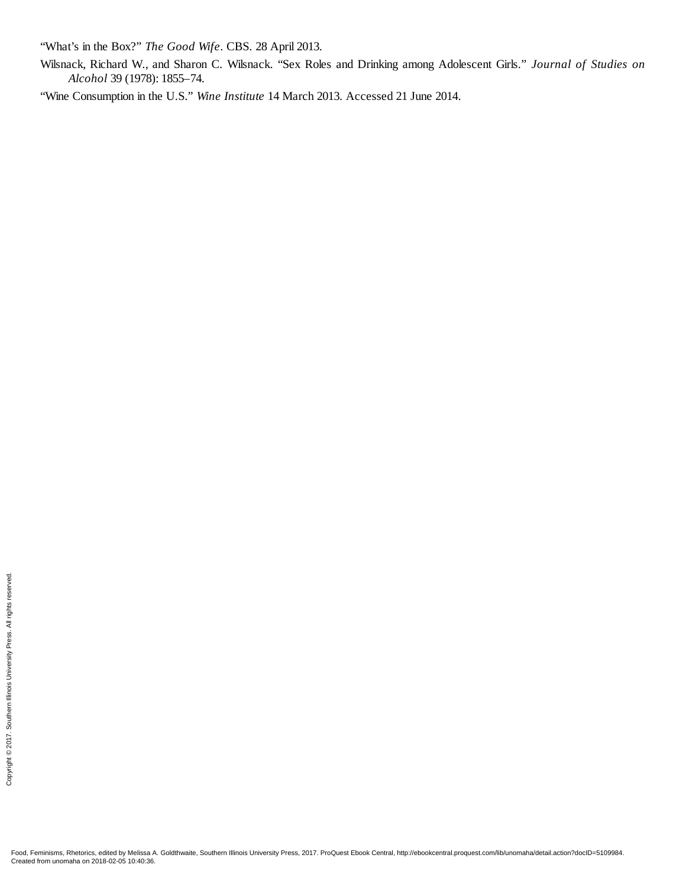"What's in the Box?" *The Good Wife*. CBS. 28 April 2013.

Wilsnack, Richard W., and Sharon C. Wilsnack. "Sex Roles and Drinking among Adolescent Girls." *Journal of Studies on Alcohol* 39 (1978): 1855–74.

"Wine Consumption in the U.S." *Wine Institute* 14 March 2013. Accessed 21 June 2014.